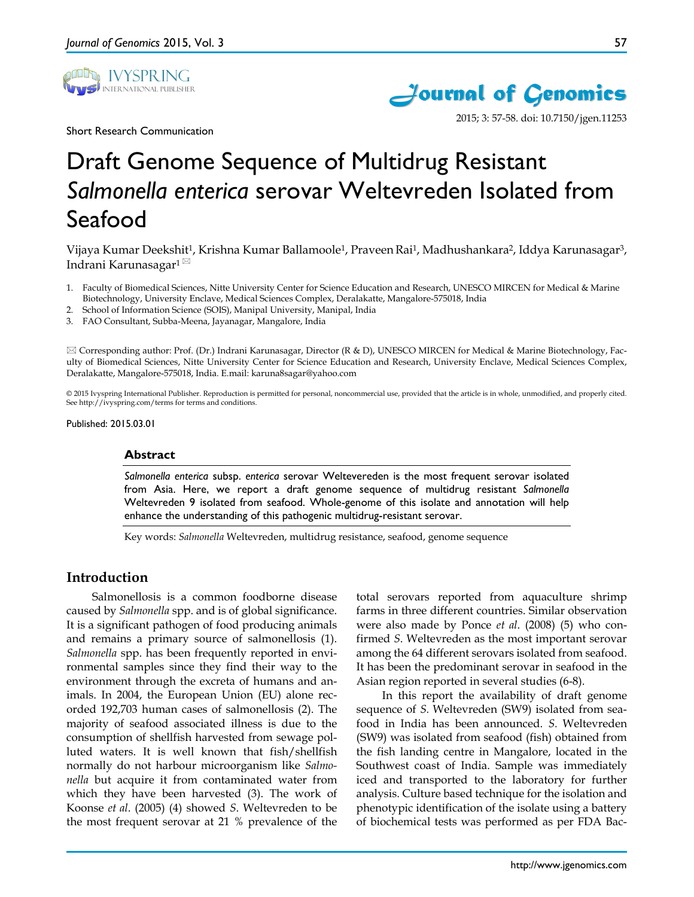Short Research Communication

# Draft Genome Sequence of Multidrug Resistant *Salmonella enterica* serovar Weltevreden Isolated from Seafood

Vijaya Kumar Deekshit[1], Krishna Kumar Ballamoole[1], Praveen Rai[1], Madhushankara[2], Iddya Karunasagar[3], Indrani Karunasagar[1] ✉

1. Faculty of Biomedical Sciences, Nitte University Center for Science Education and Research, UNESCO MIRCEN for Medical & Marine Biotechnology, University Enclave, Medical Sciences Complex, Deralakatte, Mangalore-575018, India
2. School of Information Science (SOIS), Manipal University, Manipal, India
3. FAO Consultant, Subba-Meena, Jayanagar, Mangalore, India

✉ Corresponding author: Prof. (Dr.) Indrani Karunasagar, Director (R & D), UNESCO MIRCEN for Medical & Marine Biotechnology, Faculty of Biomedical Sciences, Nitte University Center for Science Education and Research, University Enclave, Medical Sciences Complex, Deralakatte, Mangalore-575018, India. E.mail: karuna8sagar@yahoo.com

© 2015 Ivyspring International Publisher. Reproduction is permitted for personal, noncommercial use, provided that the article is in whole, unmodified, and properly cited. See http://ivyspring.com/terms for terms and conditions.

Published: 2015.03.01

## Abstract

*Salmonella enterica* subsp. *enterica* serovar Weltevereden is the most frequent serovar isolated from Asia. Here, we report a draft genome sequence of multidrug resistant *Salmonella* Weltevreden 9 isolated from seafood. Whole-genome of this isolate and annotation will help enhance the understanding of this pathogenic multidrug-resistant serovar.

Key words: *Salmonella* Weltevreden, multidrug resistance, seafood, genome sequence

## Introduction

Salmonellosis is a common foodborne disease caused by *Salmonella* spp. and is of global significance. It is a significant pathogen of food producing animals and remains a primary source of salmonellosis (1). *Salmonella* spp. has been frequently reported in environmental samples since they find their way to the environment through the excreta of humans and animals. In 2004, the European Union (EU) alone recorded 192,703 human cases of salmonellosis (2). The majority of seafood associated illness is due to the consumption of shellfish harvested from sewage polluted waters. It is well known that fish/shellfish normally do not harbour microorganism like *Salmonella* but acquire it from contaminated water from which they have been harvested (3). The work of Koonse *et al*. (2005) (4) showed *S*. Weltevreden to be the most frequent serovar at 21 % prevalence of the total serovars reported from aquaculture shrimp farms in three different countries. Similar observation were also made by Ponce *et al*. (2008) (5) who confirmed *S*. Weltevreden as the most important serovar among the 64 different serovars isolated from seafood. It has been the predominant serovar in seafood in the Asian region reported in several studies (6-8).

In this report the availability of draft genome sequence of *S*. Weltevreden (SW9) isolated from seafood in India has been announced. *S*. Weltevreden (SW9) was isolated from seafood (fish) obtained from the fish landing centre in Mangalore, located in the Southwest coast of India. Sample was immediately iced and transported to the laboratory for further analysis. Culture based technique for the isolation and phenotypic identification of the isolate using a battery of biochemical tests was performed as per FDA Bac-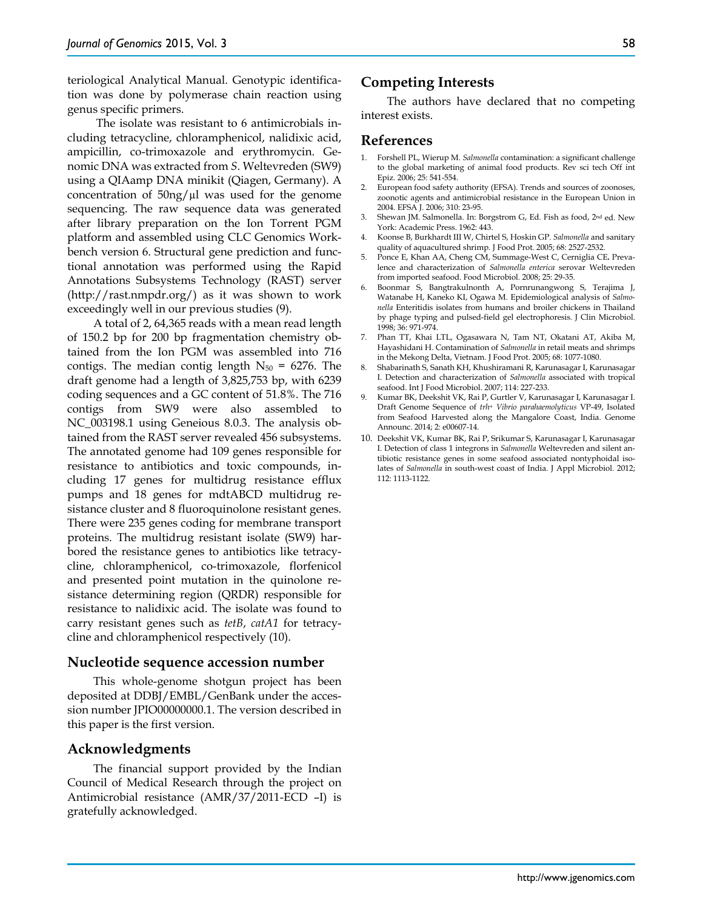teriological Analytical Manual. Genotypic identification was done by polymerase chain reaction using genus specific primers.

The isolate was resistant to 6 antimicrobials including tetracycline, chloramphenicol, nalidixic acid, ampicillin, co-trimoxazole and erythromycin. Genomic DNA was extracted from *S*. Weltevreden (SW9) using a QIAamp DNA minikit (Qiagen, Germany). A concentration of 50ng/µl was used for the genome sequencing. The raw sequence data was generated after library preparation on the Ion Torrent PGM platform and assembled using CLC Genomics Workbench version 6. Structural gene prediction and functional annotation was performed using the Rapid Annotations Subsystems Technology (RAST) server (http://rast.nmpdr.org/) as it was shown to work exceedingly well in our previous studies (9).

A total of 2, 64,365 reads with a mean read length of 150.2 bp for 200 bp fragmentation chemistry obtained from the Ion PGM was assembled into 716 contigs. The median contig length $N_{50}$ = 6276. The draft genome had a length of 3,825,753 bp, with 6239 coding sequences and a GC content of 51.8%. The 716 contigs from SW9 were also assembled to NC_003198.1 using Geneious 8.0.3. The analysis obtained from the RAST server revealed 456 subsystems. The annotated genome had 109 genes responsible for resistance to antibiotics and toxic compounds, including 17 genes for multidrug resistance efflux pumps and 18 genes for mdtABCD multidrug resistance cluster and 8 fluoroquinolone resistant genes. There were 235 genes coding for membrane transport proteins. The multidrug resistant isolate (SW9) harbored the resistance genes to antibiotics like tetracycline, chloramphenicol, co-trimoxazole, florfenicol and presented point mutation in the quinolone resistance determining region (QRDR) responsible for resistance to nalidixic acid. The isolate was found to carry resistant genes such as *tetB*, *catA1* for tetracycline and chloramphenicol respectively (10).

## Nucleotide sequence accession number

This whole-genome shotgun project has been deposited at DDBJ/EMBL/GenBank under the accession number JPIO00000000.1. The version described in this paper is the first version.

## Acknowledgments

The financial support provided by the Indian Council of Medical Research through the project on Antimicrobial resistance (AMR/37/2011-ECD –I) is gratefully acknowledged.

## Competing Interests

The authors have declared that no competing interest exists.

## References

1. Forshell PL, Wierup M. *Salmonella* contamination: a significant challenge to the global marketing of animal food products. Rev sci tech Off int Epiz. 2006; 25: 541-554.
2. European food safety authority (EFSA). Trends and sources of zoonoses, zoonotic agents and antimicrobial resistance in the European Union in 2004. EFSA J. 2006; 310: 23-95.
3. Shewan JM. Salmonella. In: Borgstrom G, Ed. Fish as food, 2nd ed. New York: Academic Press. 1962: 443.
4. Koonse B, Burkhardt III W, Chirtel S, Hoskin GP. *Salmonella* and sanitary quality of aquacultured shrimp. J Food Prot. 2005; 68: 2527-2532.
5. Ponce E, Khan AA, Cheng CM, Summage-West C, Cerniglia CE. Prevalence and characterization of *Salmonella enterica* serovar Weltevreden from imported seafood. Food Microbiol. 2008; 25: 29-35.
6. Boonmar S, Bangtrakulnonth A, Pornrunangwong S, Terajima J, Watanabe H, Kaneko KI, Ogawa M. Epidemiological analysis of *Salmonella* Enteritidis isolates from humans and broiler chickens in Thailand by phage typing and pulsed-field gel electrophoresis. J Clin Microbiol. 1998; 36: 971-974.
7. Phan TT, Khai LTL, Ogasawara N, Tam NT, Okatani AT, Akiba M, Hayashidani H. Contamination of *Salmonella* in retail meats and shrimps in the Mekong Delta, Vietnam. J Food Prot. 2005; 68: 1077-1080.
8. Shabarinath S, Sanath KH, Khushiramani R, Karunasagar I, Karunasagar I. Detection and characterization of *Salmonella* associated with tropical seafood. Int J Food Microbiol. 2007; 114: 227-233.
9. Kumar BK, Deekshit VK, Rai P, Gurtler V, Karunasagar I, Karunasagar I. Draft Genome Sequence of *trh+ Vibrio parahaemolyticus* VP-49, Isolated from Seafood Harvested along the Mangalore Coast, India. Genome Announc. 2014; 2: e00607-14.
10. Deekshit VK, Kumar BK, Rai P, Srikumar S, Karunasagar I, Karunasagar I. Detection of class 1 integrons in *Salmonella* Weltevreden and silent antibiotic resistance genes in some seafood associated nontyphoidal isolates of *Salmonella* in south-west coast of India. J Appl Microbiol. 2012; 112: 1113-1122.